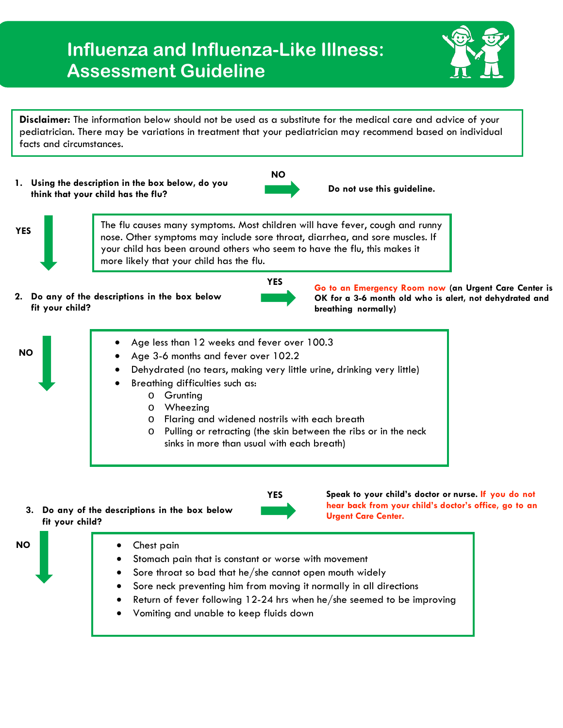# Influenza and Influenza-Like Illness: Assessment Guideline

**Disclaimer:** The information below should not be used as a substitute for the medical care and advice of your pediatrician. There may be variations in treatment that your pediatrician may recommend based on individual facts and circumstances.

**1. Using the description in the box below, do you think that your child has the flu?**

**NO** → **Do not use this guideline.**

**YES** ↓

> The flu causes many symptoms. Most children will have fever, cough and runny nose. Other symptoms may include sore throat, diarrhea, and sore muscles. If your child has been around others who seem to have the flu, this makes it more likely that your child has the flu.

**2. Do any of the descriptions in the box below fit your child?**

**YES** → **Go to an Emergency Room now (an Urgent Care Center is OK for a 3-6 month old who is alert, not dehydrated and breathing normally)**

**NO** ↓

> - Age less than 12 weeks and fever over 100.3
> - Age 3-6 months and fever over 102.2
> - Dehydrated (no tears, making very little urine, drinking very little)
> - Breathing difficulties such as:
>   - Grunting
>   - Wheezing
>   - Flaring and widened nostrils with each breath
>   - Pulling or retracting (the skin between the ribs or in the neck sinks in more than usual with each breath)

**3. Do any of the descriptions in the box below fit your child?**

**YES** → **Speak to your child's doctor or nurse. If you do not hear back from your child's doctor's office, go to an Urgent Care Center.**

**NO** ↓

> - Chest pain
> - Stomach pain that is constant or worse with movement
> - Sore throat so bad that he/she cannot open mouth widely
> - Sore neck preventing him from moving it normally in all directions
> - Return of fever following 12-24 hrs when he/she seemed to be improving
> - Vomiting and unable to keep fluids down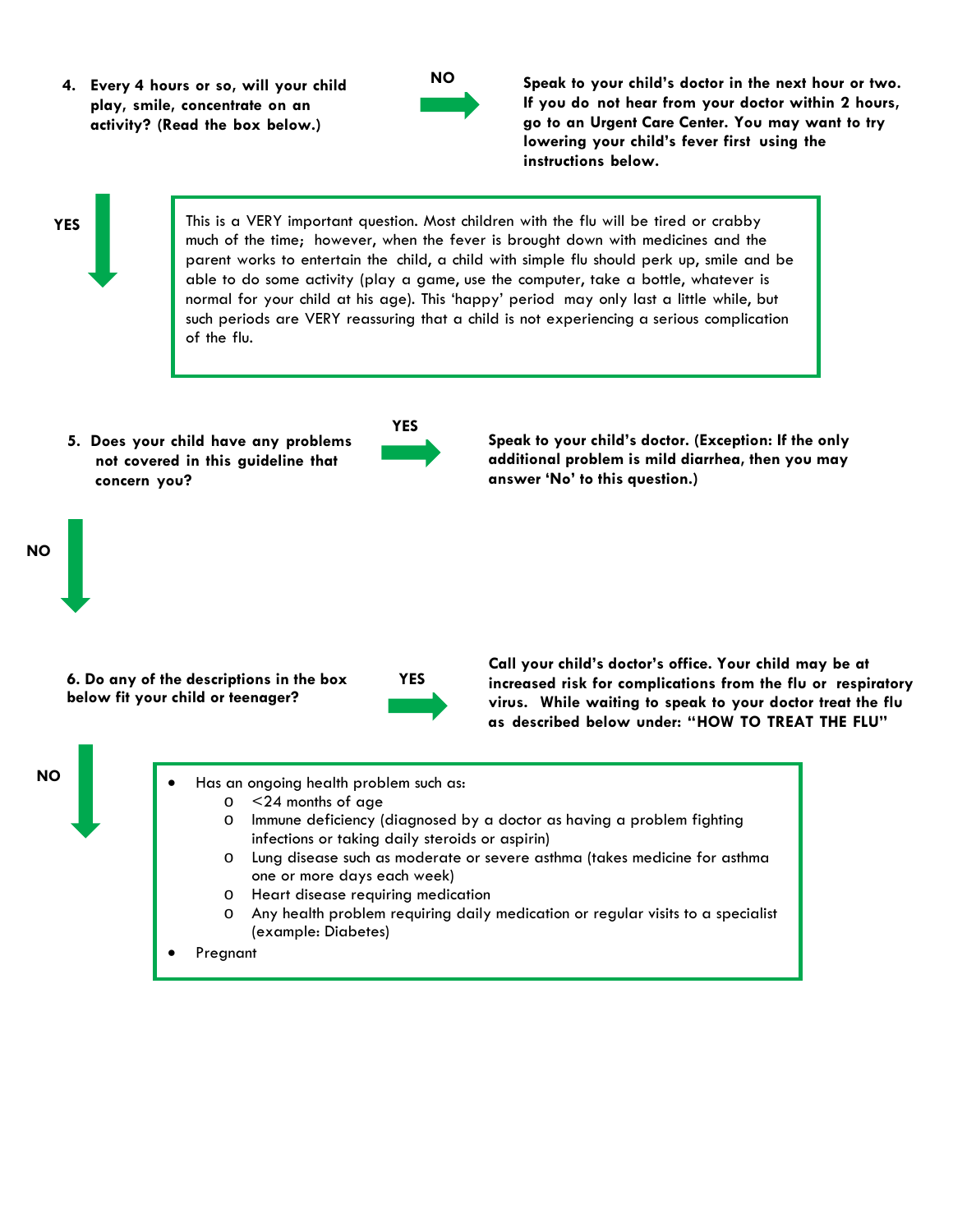**4. Every 4 hours or so, will your child play, smile, concentrate on an activity? (Read the box below.)**

**NO** → **Speak to your child's doctor in the next hour or two. If you do not hear from your doctor within 2 hours, go to an Urgent Care Center. You may want to try lowering your child's fever first using the instructions below.**

**YES** ↓

> This is a VERY important question. Most children with the flu will be tired or crabby much of the time; however, when the fever is brought down with medicines and the parent works to entertain the child, a child with simple flu should perk up, smile and be able to do some activity (play a game, use the computer, take a bottle, whatever is normal for your child at his age). This 'happy' period may only last a little while, but such periods are VERY reassuring that a child is not experiencing a serious complication of the flu.

**5. Does your child have any problems not covered in this guideline that concern you?**

**YES** → **Speak to your child's doctor. (Exception: If the only additional problem is mild diarrhea, then you may answer 'No' to this question.)**

**NO** ↓

**6. Do any of the descriptions in the box below fit your child or teenager?**

**YES** → **Call your child's doctor's office. Your child may be at increased risk for complications from the flu or respiratory virus. While waiting to speak to your doctor treat the flu as described below under: "HOW TO TREAT THE FLU"**

**NO** ↓

> - Has an ongoing health problem such as:
>   - <24 months of age
>   - Immune deficiency (diagnosed by a doctor as having a problem fighting infections or taking daily steroids or aspirin)
>   - Lung disease such as moderate or severe asthma (takes medicine for asthma one or more days each week)
>   - Heart disease requiring medication
>   - Any health problem requiring daily medication or regular visits to a specialist (example: Diabetes)
> - Pregnant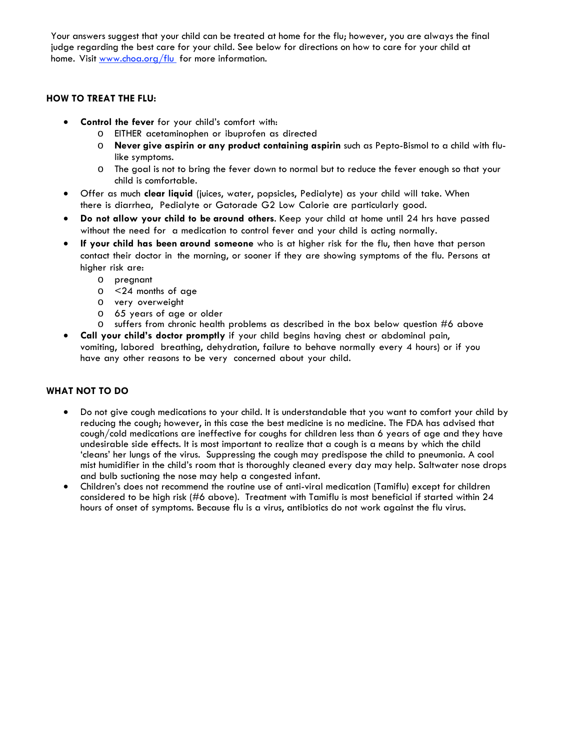Your answers suggest that your child can be treated at home for the flu; however, you are always the final judge regarding the best care for your child. See below for directions on how to care for your child at home. Visit www.choa.org/flu for more information.

**HOW TO TREAT THE FLU:**

- **Control the fever** for your child's comfort with:
  - EITHER acetaminophen or ibuprofen as directed
  - **Never give aspirin or any product containing aspirin** such as Pepto-Bismol to a child with flu-like symptoms.
  - The goal is not to bring the fever down to normal but to reduce the fever enough so that your child is comfortable.
- Offer as much **clear liquid** (juices, water, popsicles, Pedialyte) as your child will take. When there is diarrhea, Pedialyte or Gatorade G2 Low Calorie are particularly good.
- **Do not allow your child to be around others**. Keep your child at home until 24 hrs have passed without the need for a medication to control fever and your child is acting normally.
- **If your child has been around someone** who is at higher risk for the flu, then have that person contact their doctor in the morning, or sooner if they are showing symptoms of the flu. Persons at higher risk are:
  - pregnant
  - <24 months of age
  - very overweight
  - 65 years of age or older
  - suffers from chronic health problems as described in the box below question #6 above
- **Call your child's doctor promptly** if your child begins having chest or abdominal pain, vomiting, labored breathing, dehydration, failure to behave normally every 4 hours) or if you have any other reasons to be very concerned about your child.

**WHAT NOT TO DO**

- Do not give cough medications to your child. It is understandable that you want to comfort your child by reducing the cough; however, in this case the best medicine is no medicine. The FDA has advised that cough/cold medications are ineffective for coughs for children less than 6 years of age and they have undesirable side effects. It is most important to realize that a cough is a means by which the child 'cleans' her lungs of the virus. Suppressing the cough may predispose the child to pneumonia. A cool mist humidifier in the child's room that is thoroughly cleaned every day may help. Saltwater nose drops and bulb suctioning the nose may help a congested infant.
- Children's does not recommend the routine use of anti-viral medication (Tamiflu) except for children considered to be high risk (#6 above). Treatment with Tamiflu is most beneficial if started within 24 hours of onset of symptoms. Because flu is a virus, antibiotics do not work against the flu virus.